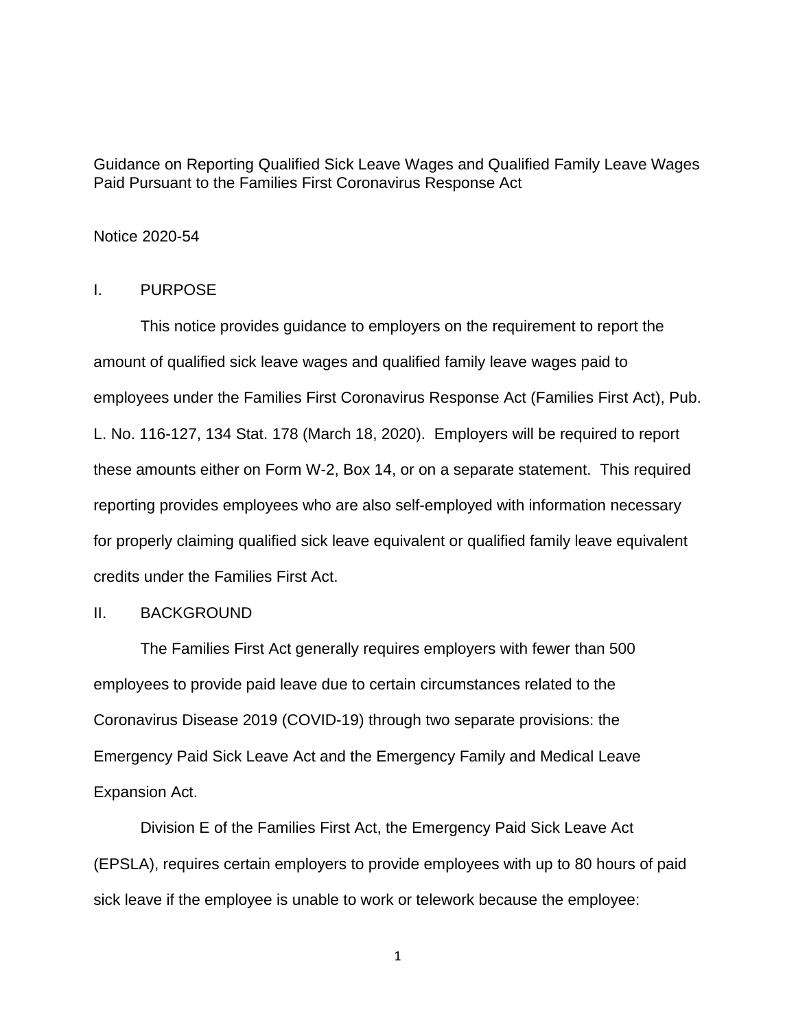# Guidance on Reporting Qualified Sick Leave Wages and Qualified Family Leave Wages Paid Pursuant to the Families First Coronavirus Response Act

Notice 2020-54

## I. PURPOSE

This notice provides guidance to employers on the requirement to report the amount of qualified sick leave wages and qualified family leave wages paid to employees under the Families First Coronavirus Response Act (Families First Act), Pub. L. No. 116-127, 134 Stat. 178 (March 18, 2020). Employers will be required to report these amounts either on Form W-2, Box 14, or on a separate statement. This required reporting provides employees who are also self-employed with information necessary for properly claiming qualified sick leave equivalent or qualified family leave equivalent credits under the Families First Act.

## II. BACKGROUND

The Families First Act generally requires employers with fewer than 500 employees to provide paid leave due to certain circumstances related to the Coronavirus Disease 2019 (COVID-19) through two separate provisions: the Emergency Paid Sick Leave Act and the Emergency Family and Medical Leave Expansion Act.

Division E of the Families First Act, the Emergency Paid Sick Leave Act (EPSLA), requires certain employers to provide employees with up to 80 hours of paid sick leave if the employee is unable to work or telework because the employee: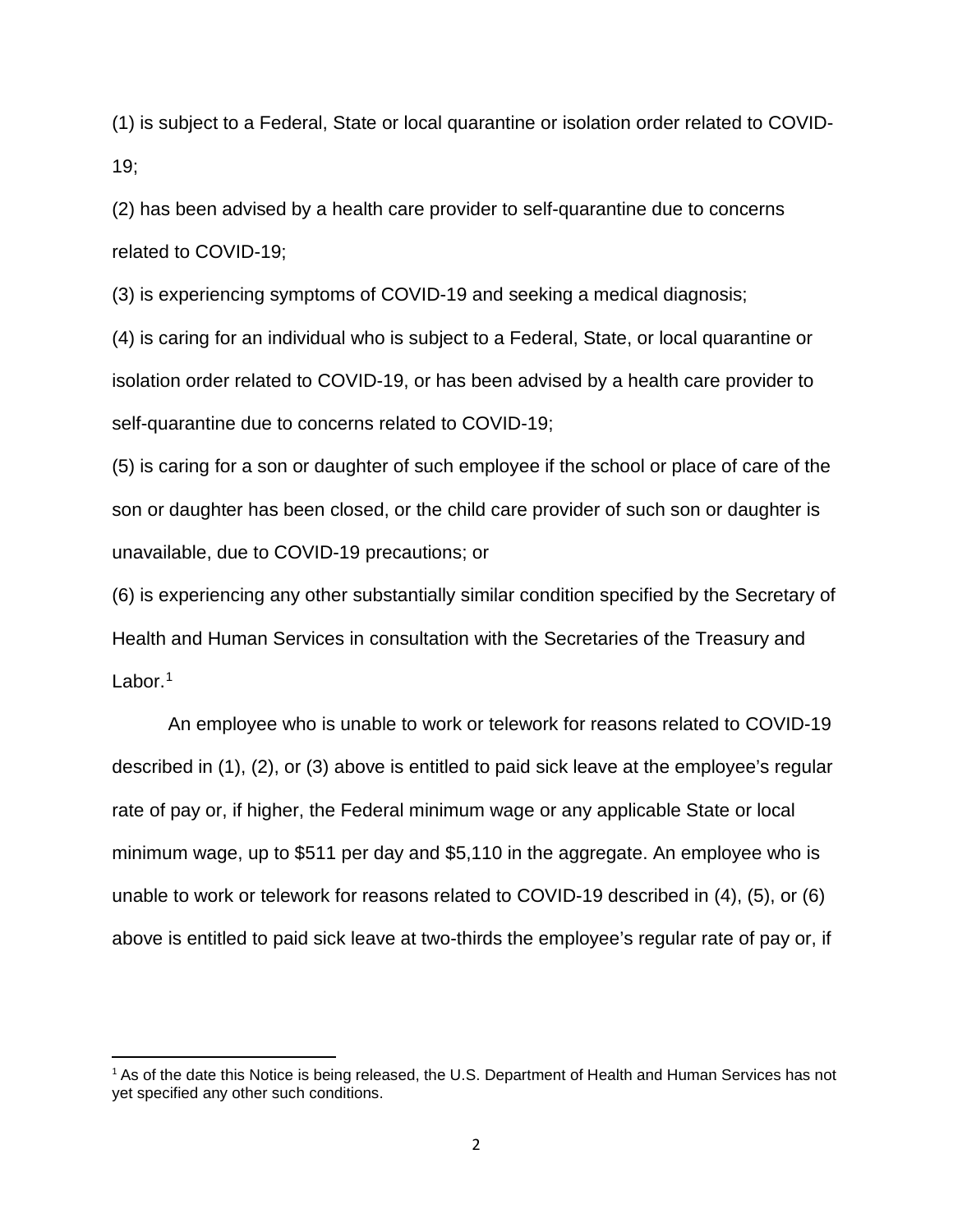(1) is subject to a Federal, State or local quarantine or isolation order related to COVID-19;

(2) has been advised by a health care provider to self-quarantine due to concerns related to COVID-19;

(3) is experiencing symptoms of COVID-19 and seeking a medical diagnosis;

(4) is caring for an individual who is subject to a Federal, State, or local quarantine or isolation order related to COVID-19, or has been advised by a health care provider to self-quarantine due to concerns related to COVID-19;

(5) is caring for a son or daughter of such employee if the school or place of care of the son or daughter has been closed, or the child care provider of such son or daughter is unavailable, due to COVID-19 precautions; or

(6) is experiencing any other substantially similar condition specified by the Secretary of Health and Human Services in consultation with the Secretaries of the Treasury and Labor.[1]

An employee who is unable to work or telework for reasons related to COVID-19 described in (1), (2), or (3) above is entitled to paid sick leave at the employee's regular rate of pay or, if higher, the Federal minimum wage or any applicable State or local minimum wage, up to $511 per day and $5,110 in the aggregate. An employee who is unable to work or telework for reasons related to COVID-19 described in (4), (5), or (6) above is entitled to paid sick leave at two-thirds the employee's regular rate of pay or, if

[1] As of the date this Notice is being released, the U.S. Department of Health and Human Services has not yet specified any other such conditions.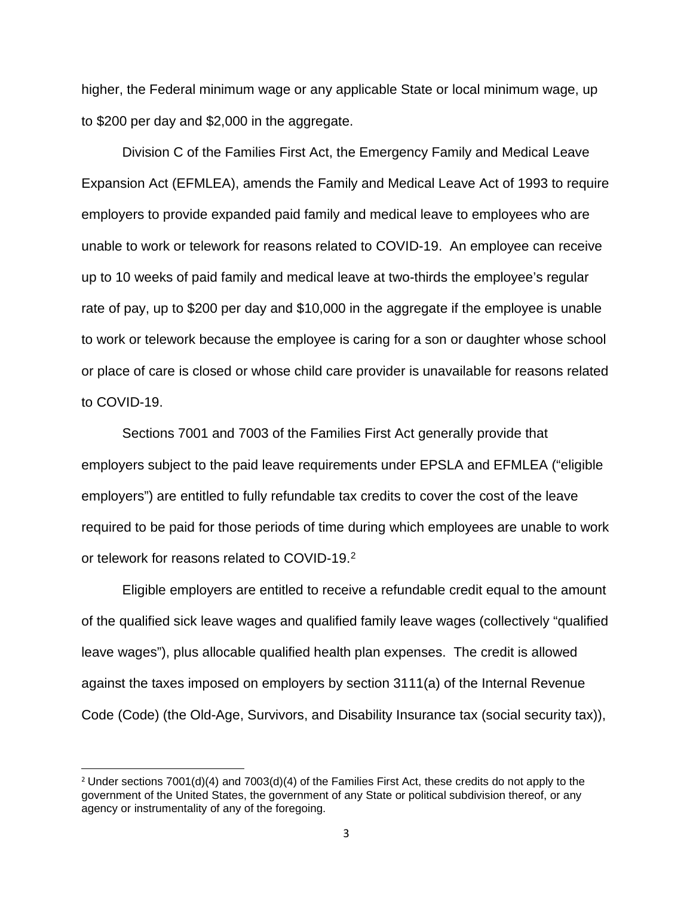higher, the Federal minimum wage or any applicable State or local minimum wage, up to $200 per day and $2,000 in the aggregate.

Division C of the Families First Act, the Emergency Family and Medical Leave Expansion Act (EFMLEA), amends the Family and Medical Leave Act of 1993 to require employers to provide expanded paid family and medical leave to employees who are unable to work or telework for reasons related to COVID-19. An employee can receive up to 10 weeks of paid family and medical leave at two-thirds the employee's regular rate of pay, up to $200 per day and $10,000 in the aggregate if the employee is unable to work or telework because the employee is caring for a son or daughter whose school or place of care is closed or whose child care provider is unavailable for reasons related to COVID-19.

Sections 7001 and 7003 of the Families First Act generally provide that employers subject to the paid leave requirements under EPSLA and EFMLEA ("eligible employers") are entitled to fully refundable tax credits to cover the cost of the leave required to be paid for those periods of time during which employees are unable to work or telework for reasons related to COVID-19.[2]

Eligible employers are entitled to receive a refundable credit equal to the amount of the qualified sick leave wages and qualified family leave wages (collectively "qualified leave wages"), plus allocable qualified health plan expenses. The credit is allowed against the taxes imposed on employers by section 3111(a) of the Internal Revenue Code (Code) (the Old-Age, Survivors, and Disability Insurance tax (social security tax)),

[2] Under sections 7001(d)(4) and 7003(d)(4) of the Families First Act, these credits do not apply to the government of the United States, the government of any State or political subdivision thereof, or any agency or instrumentality of any of the foregoing.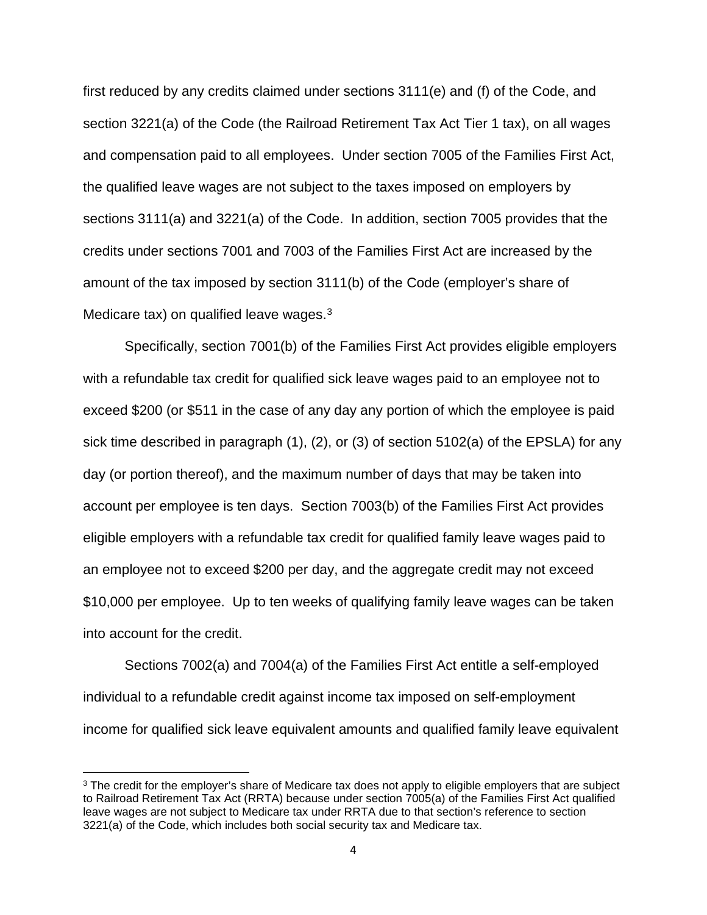first reduced by any credits claimed under sections 3111(e) and (f) of the Code, and section 3221(a) of the Code (the Railroad Retirement Tax Act Tier 1 tax), on all wages and compensation paid to all employees. Under section 7005 of the Families First Act, the qualified leave wages are not subject to the taxes imposed on employers by sections 3111(a) and 3221(a) of the Code. In addition, section 7005 provides that the credits under sections 7001 and 7003 of the Families First Act are increased by the amount of the tax imposed by section 3111(b) of the Code (employer's share of Medicare tax) on qualified leave wages.[3]

Specifically, section 7001(b) of the Families First Act provides eligible employers with a refundable tax credit for qualified sick leave wages paid to an employee not to exceed $200 (or $511 in the case of any day any portion of which the employee is paid sick time described in paragraph (1), (2), or (3) of section 5102(a) of the EPSLA) for any day (or portion thereof), and the maximum number of days that may be taken into account per employee is ten days. Section 7003(b) of the Families First Act provides eligible employers with a refundable tax credit for qualified family leave wages paid to an employee not to exceed $200 per day, and the aggregate credit may not exceed $10,000 per employee. Up to ten weeks of qualifying family leave wages can be taken into account for the credit.

Sections 7002(a) and 7004(a) of the Families First Act entitle a self-employed individual to a refundable credit against income tax imposed on self-employment income for qualified sick leave equivalent amounts and qualified family leave equivalent

[3] The credit for the employer's share of Medicare tax does not apply to eligible employers that are subject to Railroad Retirement Tax Act (RRTA) because under section 7005(a) of the Families First Act qualified leave wages are not subject to Medicare tax under RRTA due to that section's reference to section 3221(a) of the Code, which includes both social security tax and Medicare tax.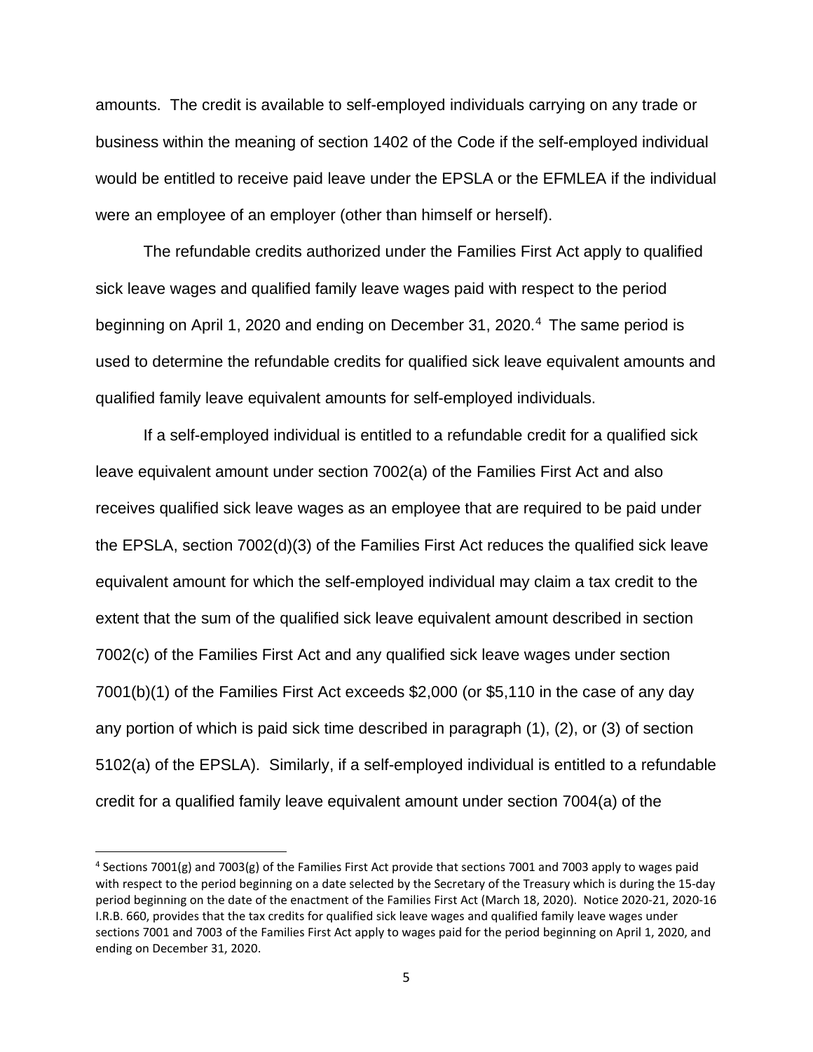amounts. The credit is available to self-employed individuals carrying on any trade or business within the meaning of section 1402 of the Code if the self-employed individual would be entitled to receive paid leave under the EPSLA or the EFMLEA if the individual were an employee of an employer (other than himself or herself).

The refundable credits authorized under the Families First Act apply to qualified sick leave wages and qualified family leave wages paid with respect to the period beginning on April 1, 2020 and ending on December 31, 2020.[4] The same period is used to determine the refundable credits for qualified sick leave equivalent amounts and qualified family leave equivalent amounts for self-employed individuals.

If a self-employed individual is entitled to a refundable credit for a qualified sick leave equivalent amount under section 7002(a) of the Families First Act and also receives qualified sick leave wages as an employee that are required to be paid under the EPSLA, section 7002(d)(3) of the Families First Act reduces the qualified sick leave equivalent amount for which the self-employed individual may claim a tax credit to the extent that the sum of the qualified sick leave equivalent amount described in section 7002(c) of the Families First Act and any qualified sick leave wages under section 7001(b)(1) of the Families First Act exceeds $2,000 (or $5,110 in the case of any day any portion of which is paid sick time described in paragraph (1), (2), or (3) of section 5102(a) of the EPSLA). Similarly, if a self-employed individual is entitled to a refundable credit for a qualified family leave equivalent amount under section 7004(a) of the

---

[4] Sections 7001(g) and 7003(g) of the Families First Act provide that sections 7001 and 7003 apply to wages paid with respect to the period beginning on a date selected by the Secretary of the Treasury which is during the 15-day period beginning on the date of the enactment of the Families First Act (March 18, 2020). Notice 2020-21, 2020-16 I.R.B. 660, provides that the tax credits for qualified sick leave wages and qualified family leave wages under sections 7001 and 7003 of the Families First Act apply to wages paid for the period beginning on April 1, 2020, and ending on December 31, 2020.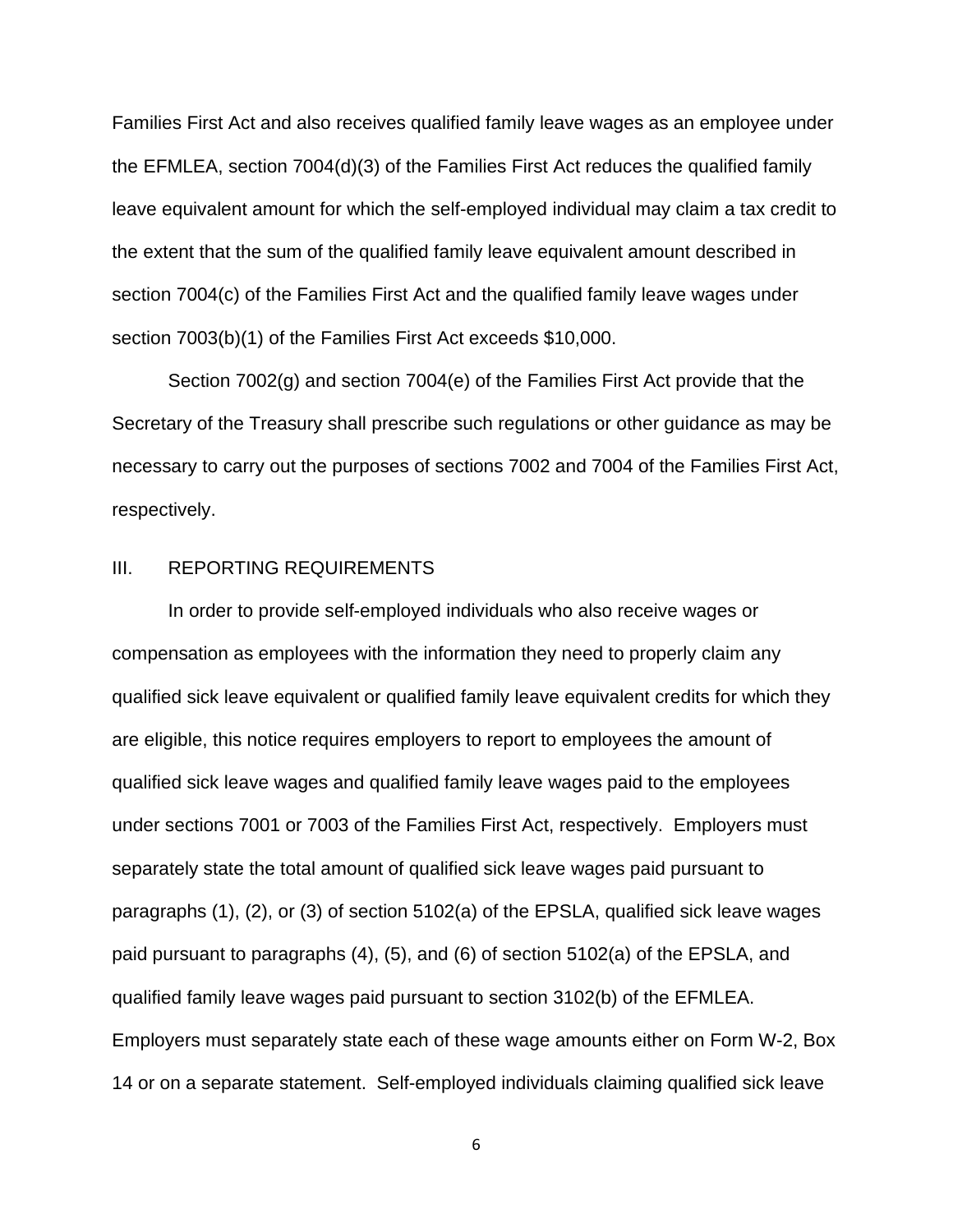Families First Act and also receives qualified family leave wages as an employee under the EFMLEA, section 7004(d)(3) of the Families First Act reduces the qualified family leave equivalent amount for which the self-employed individual may claim a tax credit to the extent that the sum of the qualified family leave equivalent amount described in section 7004(c) of the Families First Act and the qualified family leave wages under section 7003(b)(1) of the Families First Act exceeds $10,000.

Section 7002(g) and section 7004(e) of the Families First Act provide that the Secretary of the Treasury shall prescribe such regulations or other guidance as may be necessary to carry out the purposes of sections 7002 and 7004 of the Families First Act, respectively.

## III. REPORTING REQUIREMENTS

In order to provide self-employed individuals who also receive wages or compensation as employees with the information they need to properly claim any qualified sick leave equivalent or qualified family leave equivalent credits for which they are eligible, this notice requires employers to report to employees the amount of qualified sick leave wages and qualified family leave wages paid to the employees under sections 7001 or 7003 of the Families First Act, respectively. Employers must separately state the total amount of qualified sick leave wages paid pursuant to paragraphs (1), (2), or (3) of section 5102(a) of the EPSLA, qualified sick leave wages paid pursuant to paragraphs (4), (5), and (6) of section 5102(a) of the EPSLA, and qualified family leave wages paid pursuant to section 3102(b) of the EFMLEA. Employers must separately state each of these wage amounts either on Form W-2, Box 14 or on a separate statement. Self-employed individuals claiming qualified sick leave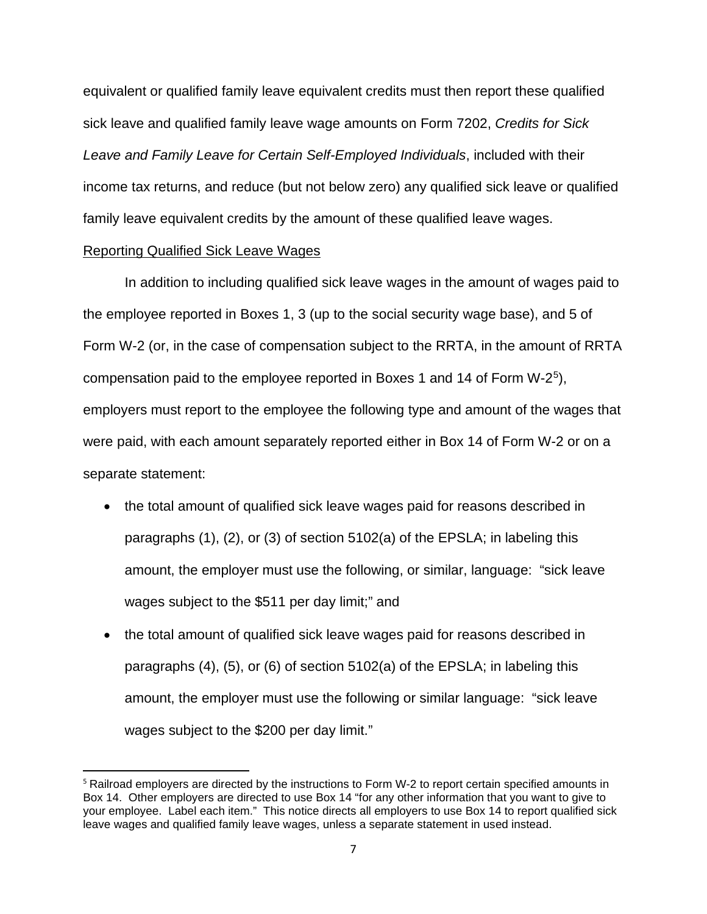equivalent or qualified family leave equivalent credits must then report these qualified sick leave and qualified family leave wage amounts on Form 7202, *Credits for Sick Leave and Family Leave for Certain Self-Employed Individuals*, included with their income tax returns, and reduce (but not below zero) any qualified sick leave or qualified family leave equivalent credits by the amount of these qualified leave wages.

<u>Reporting Qualified Sick Leave Wages</u>

In addition to including qualified sick leave wages in the amount of wages paid to the employee reported in Boxes 1, 3 (up to the social security wage base), and 5 of Form W-2 (or, in the case of compensation subject to the RRTA, in the amount of RRTA compensation paid to the employee reported in Boxes 1 and 14 of Form W-2[5]), employers must report to the employee the following type and amount of the wages that were paid, with each amount separately reported either in Box 14 of Form W-2 or on a separate statement:

- the total amount of qualified sick leave wages paid for reasons described in paragraphs (1), (2), or (3) of section 5102(a) of the EPSLA; in labeling this amount, the employer must use the following, or similar, language: "sick leave wages subject to the $511 per day limit;" and
- the total amount of qualified sick leave wages paid for reasons described in paragraphs (4), (5), or (6) of section 5102(a) of the EPSLA; in labeling this amount, the employer must use the following or similar language: "sick leave wages subject to the $200 per day limit."

---

[5] Railroad employers are directed by the instructions to Form W-2 to report certain specified amounts in Box 14. Other employers are directed to use Box 14 "for any other information that you want to give to your employee. Label each item." This notice directs all employers to use Box 14 to report qualified sick leave wages and qualified family leave wages, unless a separate statement in used instead.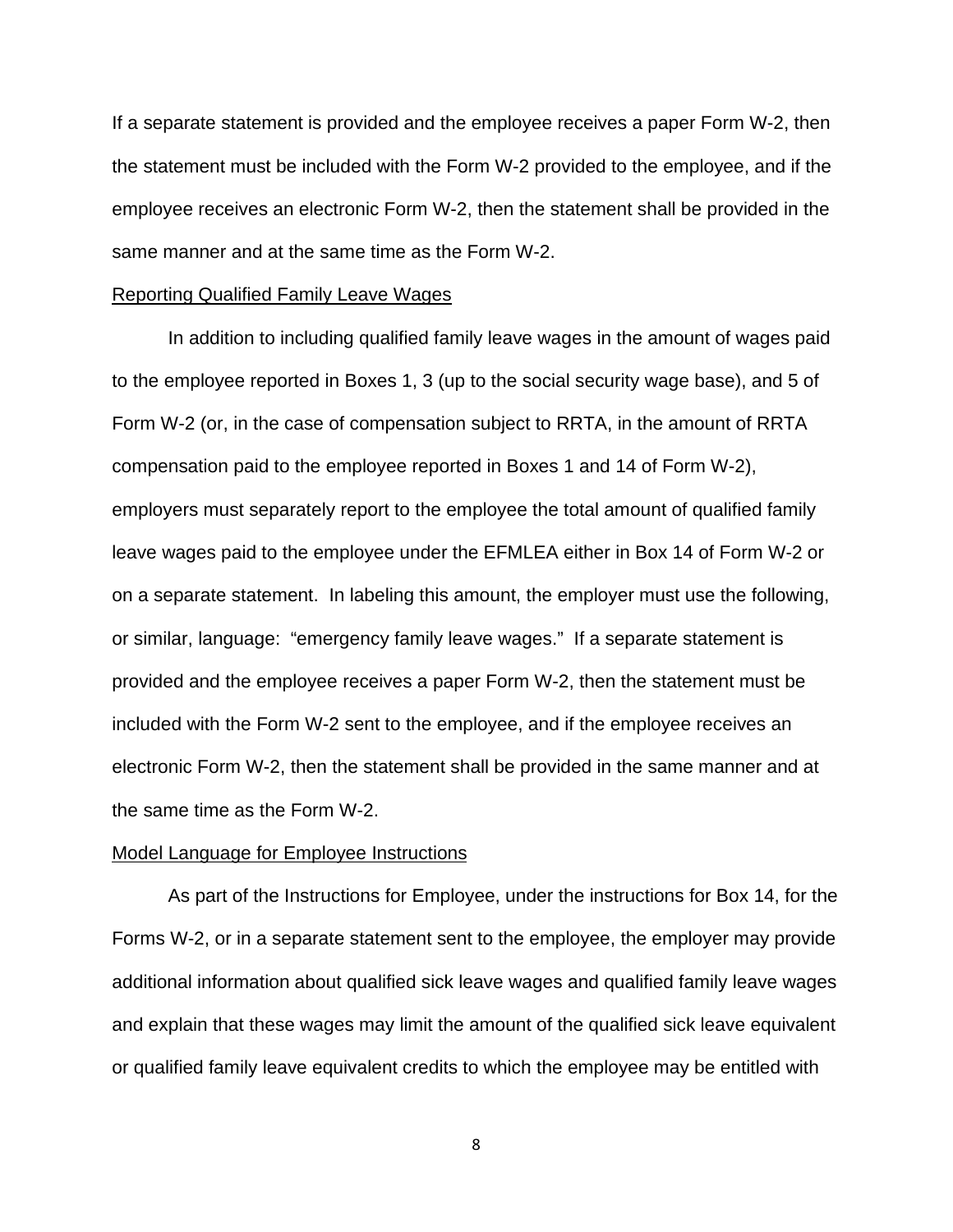If a separate statement is provided and the employee receives a paper Form W-2, then the statement must be included with the Form W-2 provided to the employee, and if the employee receives an electronic Form W-2, then the statement shall be provided in the same manner and at the same time as the Form W-2.

Reporting Qualified Family Leave Wages

In addition to including qualified family leave wages in the amount of wages paid to the employee reported in Boxes 1, 3 (up to the social security wage base), and 5 of Form W-2 (or, in the case of compensation subject to RRTA, in the amount of RRTA compensation paid to the employee reported in Boxes 1 and 14 of Form W-2), employers must separately report to the employee the total amount of qualified family leave wages paid to the employee under the EFMLEA either in Box 14 of Form W-2 or on a separate statement. In labeling this amount, the employer must use the following, or similar, language: "emergency family leave wages." If a separate statement is provided and the employee receives a paper Form W-2, then the statement must be included with the Form W-2 sent to the employee, and if the employee receives an electronic Form W-2, then the statement shall be provided in the same manner and at the same time as the Form W-2.

Model Language for Employee Instructions

As part of the Instructions for Employee, under the instructions for Box 14, for the Forms W-2, or in a separate statement sent to the employee, the employer may provide additional information about qualified sick leave wages and qualified family leave wages and explain that these wages may limit the amount of the qualified sick leave equivalent or qualified family leave equivalent credits to which the employee may be entitled with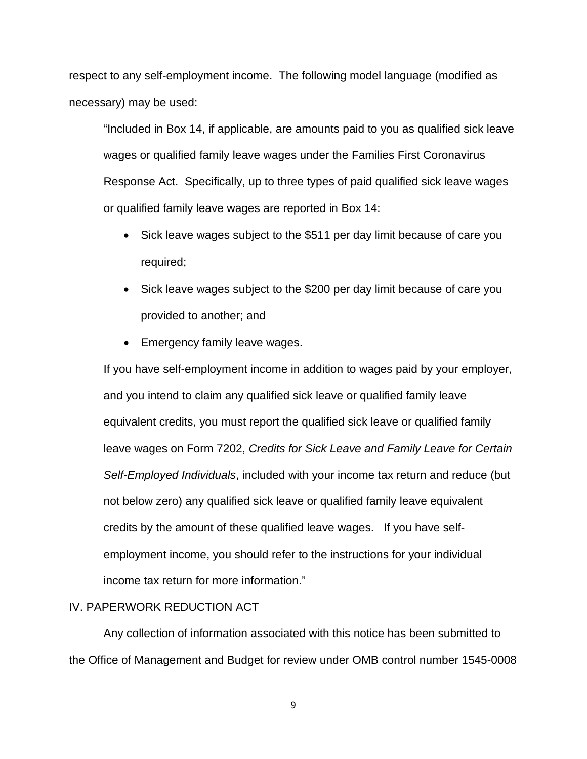respect to any self-employment income. The following model language (modified as necessary) may be used:

> "Included in Box 14, if applicable, are amounts paid to you as qualified sick leave wages or qualified family leave wages under the Families First Coronavirus Response Act. Specifically, up to three types of paid qualified sick leave wages or qualified family leave wages are reported in Box 14:
>
> - Sick leave wages subject to the $511 per day limit because of care you required;
> - Sick leave wages subject to the $200 per day limit because of care you provided to another; and
> - Emergency family leave wages.
>
> If you have self-employment income in addition to wages paid by your employer, and you intend to claim any qualified sick leave or qualified family leave equivalent credits, you must report the qualified sick leave or qualified family leave wages on Form 7202, *Credits for Sick Leave and Family Leave for Certain Self-Employed Individuals*, included with your income tax return and reduce (but not below zero) any qualified sick leave or qualified family leave equivalent credits by the amount of these qualified leave wages. If you have self-employment income, you should refer to the instructions for your individual income tax return for more information."

## IV. PAPERWORK REDUCTION ACT

Any collection of information associated with this notice has been submitted to the Office of Management and Budget for review under OMB control number 1545-0008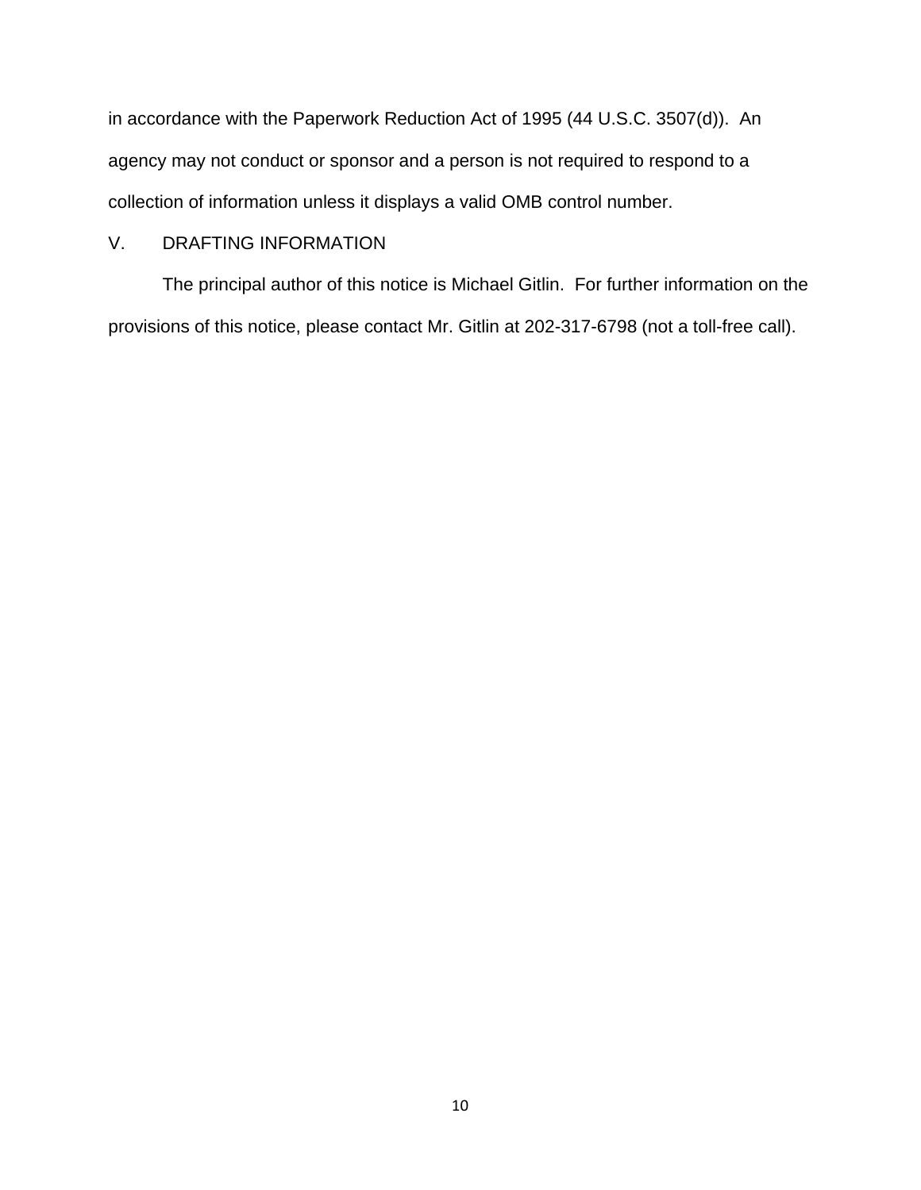in accordance with the Paperwork Reduction Act of 1995 (44 U.S.C. 3507(d)). An agency may not conduct or sponsor and a person is not required to respond to a collection of information unless it displays a valid OMB control number.

## V. DRAFTING INFORMATION

The principal author of this notice is Michael Gitlin. For further information on the provisions of this notice, please contact Mr. Gitlin at 202-317-6798 (not a toll-free call).